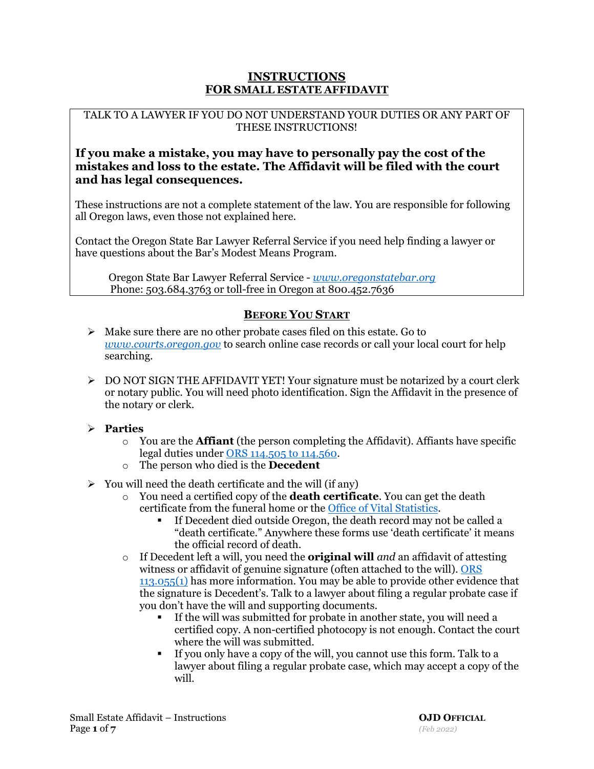# INSTRUCTIONS FOR SMALL ESTATE AFFIDAVIT

TALK TO A LAWYER IF YOU DO NOT UNDERSTAND YOUR DUTIES OR ANY PART OF THESE INSTRUCTIONS!

**If you make a mistake, you may have to personally pay the cost of the mistakes and loss to the estate. The Affidavit will be filed with the court and has legal consequences.**

These instructions are not a complete statement of the law. You are responsible for following all Oregon laws, even those not explained here.

Contact the Oregon State Bar Lawyer Referral Service if you need help finding a lawyer or have questions about the Bar's Modest Means Program.

Oregon State Bar Lawyer Referral Service - *www.oregonstatebar.org*
Phone: 503.684.3763 or toll-free in Oregon at 800.452.7636

## BEFORE YOU START

- Make sure there are no other probate cases filed on this estate. Go to *www.courts.oregon.gov* to search online case records or call your local court for help searching.

- DO NOT SIGN THE AFFIDAVIT YET! Your signature must be notarized by a court clerk or notary public. You will need photo identification. Sign the Affidavit in the presence of the notary or clerk.

- **Parties**
  - You are the **Affiant** (the person completing the Affidavit). Affiants have specific legal duties under ORS 114.505 to 114.560.
  - The person who died is the **Decedent**

- You will need the death certificate and the will (if any)
  - You need a certified copy of the **death certificate**. You can get the death certificate from the funeral home or the Office of Vital Statistics.
    - If Decedent died outside Oregon, the death record may not be called a "death certificate." Anywhere these forms use 'death certificate' it means the official record of death.
  - If Decedent left a will, you need the **original will** *and* an affidavit of attesting witness or affidavit of genuine signature (often attached to the will). ORS 113.055(1) has more information. You may be able to provide other evidence that the signature is Decedent's. Talk to a lawyer about filing a regular probate case if you don't have the will and supporting documents.
    - If the will was submitted for probate in another state, you will need a certified copy. A non-certified photocopy is not enough. Contact the court where the will was submitted.
    - If you only have a copy of the will, you cannot use this form. Talk to a lawyer about filing a regular probate case, which may accept a copy of the will.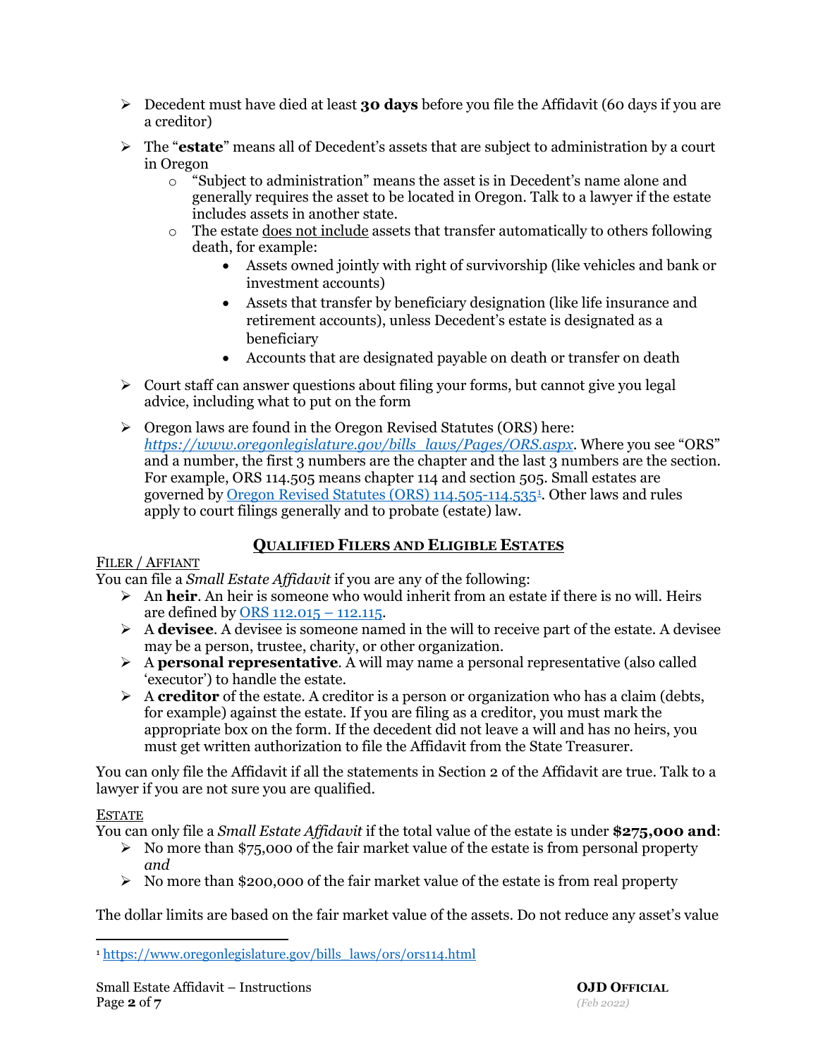- Decedent must have died at least **30 days** before you file the Affidavit (60 days if you are a creditor)
- The "**estate**" means all of Decedent's assets that are subject to administration by a court in Oregon
  - "Subject to administration" means the asset is in Decedent's name alone and generally requires the asset to be located in Oregon. Talk to a lawyer if the estate includes assets in another state.
  - The estate does not include assets that transfer automatically to others following death, for example:
    - Assets owned jointly with right of survivorship (like vehicles and bank or investment accounts)
    - Assets that transfer by beneficiary designation (like life insurance and retirement accounts), unless Decedent's estate is designated as a beneficiary
    - Accounts that are designated payable on death or transfer on death
- Court staff can answer questions about filing your forms, but cannot give you legal advice, including what to put on the form
- Oregon laws are found in the Oregon Revised Statutes (ORS) here: *https://www.oregonlegislature.gov/bills_laws/Pages/ORS.aspx*. Where you see "ORS" and a number, the first 3 numbers are the chapter and the last 3 numbers are the section. For example, ORS 114.505 means chapter 114 and section 505. Small estates are governed by Oregon Revised Statutes (ORS) 114.505-114.535[1]. Other laws and rules apply to court filings generally and to probate (estate) law.

## QUALIFIED FILERS AND ELIGIBLE ESTATES

FILER / AFFIANT

You can file a *Small Estate Affidavit* if you are any of the following:

- An **heir**. An heir is someone who would inherit from an estate if there is no will. Heirs are defined by ORS 112.015 – 112.115.
- A **devisee**. A devisee is someone named in the will to receive part of the estate. A devisee may be a person, trustee, charity, or other organization.
- A **personal representative**. A will may name a personal representative (also called 'executor') to handle the estate.
- A **creditor** of the estate. A creditor is a person or organization who has a claim (debts, for example) against the estate. If you are filing as a creditor, you must mark the appropriate box on the form. If the decedent did not leave a will and has no heirs, you must get written authorization to file the Affidavit from the State Treasurer.

You can only file the Affidavit if all the statements in Section 2 of the Affidavit are true. Talk to a lawyer if you are not sure you are qualified.

ESTATE

You can only file a *Small Estate Affidavit* if the total value of the estate is under **$275,000 and**:

- No more than $75,000 of the fair market value of the estate is from personal property *and*
- No more than $200,000 of the fair market value of the estate is from real property

The dollar limits are based on the fair market value of the assets. Do not reduce any asset's value

[1] https://www.oregonlegislature.gov/bills_laws/ors/ors114.html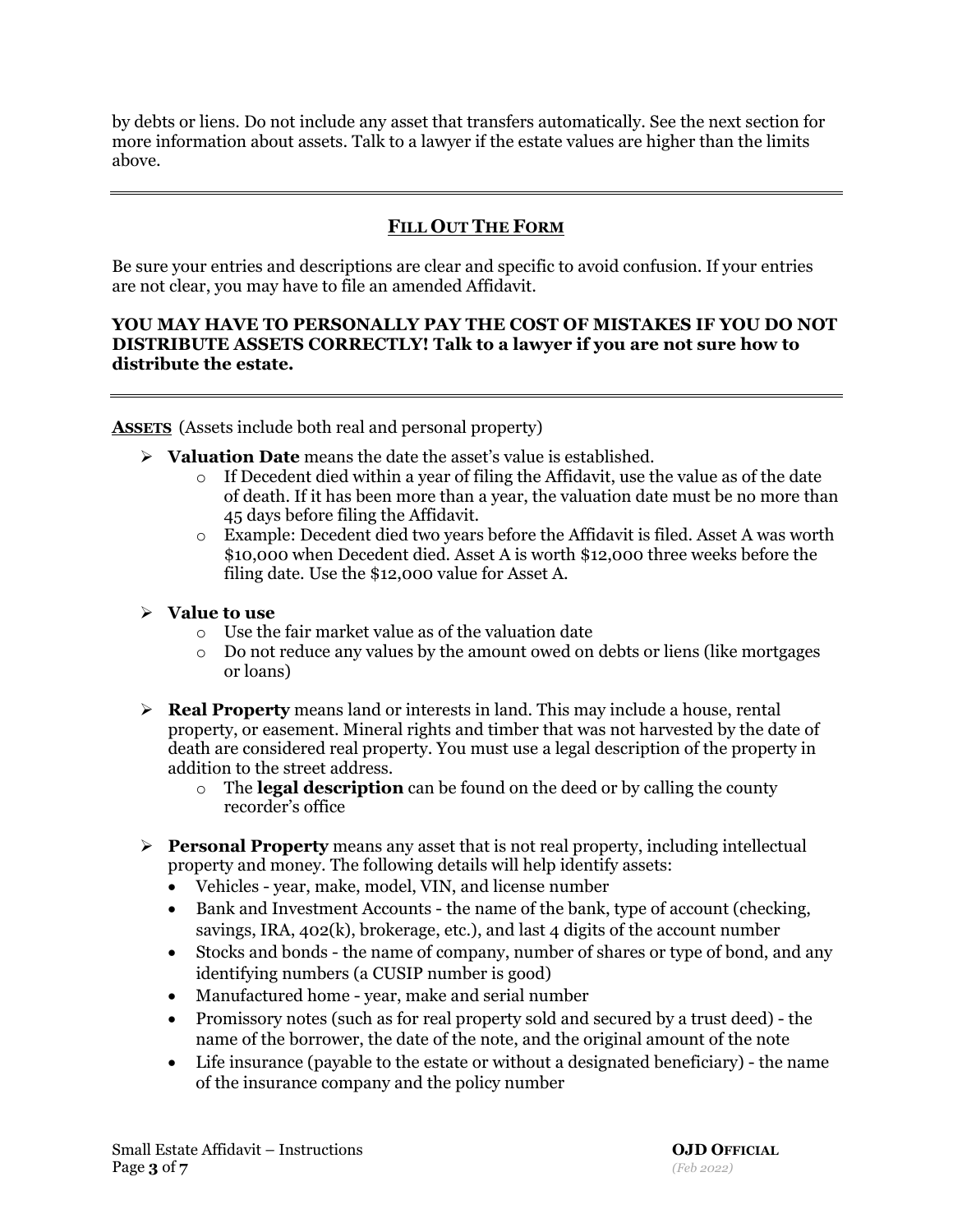by debts or liens. Do not include any asset that transfers automatically. See the next section for more information about assets. Talk to a lawyer if the estate values are higher than the limits above.

---

## FILL OUT THE FORM

Be sure your entries and descriptions are clear and specific to avoid confusion. If your entries are not clear, you may have to file an amended Affidavit.

**YOU MAY HAVE TO PERSONALLY PAY THE COST OF MISTAKES IF YOU DO NOT DISTRIBUTE ASSETS CORRECTLY! Talk to a lawyer if you are not sure how to distribute the estate.**

---

**ASSETS** (Assets include both real and personal property)

- **Valuation Date** means the date the asset's value is established.
  - If Decedent died within a year of filing the Affidavit, use the value as of the date of death. If it has been more than a year, the valuation date must be no more than 45 days before filing the Affidavit.
  - Example: Decedent died two years before the Affidavit is filed. Asset A was worth $10,000 when Decedent died. Asset A is worth $12,000 three weeks before the filing date. Use the $12,000 value for Asset A.

- **Value to use**
  - Use the fair market value as of the valuation date
  - Do not reduce any values by the amount owed on debts or liens (like mortgages or loans)

- **Real Property** means land or interests in land. This may include a house, rental property, or easement. Mineral rights and timber that was not harvested by the date of death are considered real property. You must use a legal description of the property in addition to the street address.
  - The **legal description** can be found on the deed or by calling the county recorder's office

- **Personal Property** means any asset that is not real property, including intellectual property and money. The following details will help identify assets:
  - Vehicles - year, make, model, VIN, and license number
  - Bank and Investment Accounts - the name of the bank, type of account (checking, savings, IRA, 402(k), brokerage, etc.), and last 4 digits of the account number
  - Stocks and bonds - the name of company, number of shares or type of bond, and any identifying numbers (a CUSIP number is good)
  - Manufactured home - year, make and serial number
  - Promissory notes (such as for real property sold and secured by a trust deed) - the name of the borrower, the date of the note, and the original amount of the note
  - Life insurance (payable to the estate or without a designated beneficiary) - the name of the insurance company and the policy number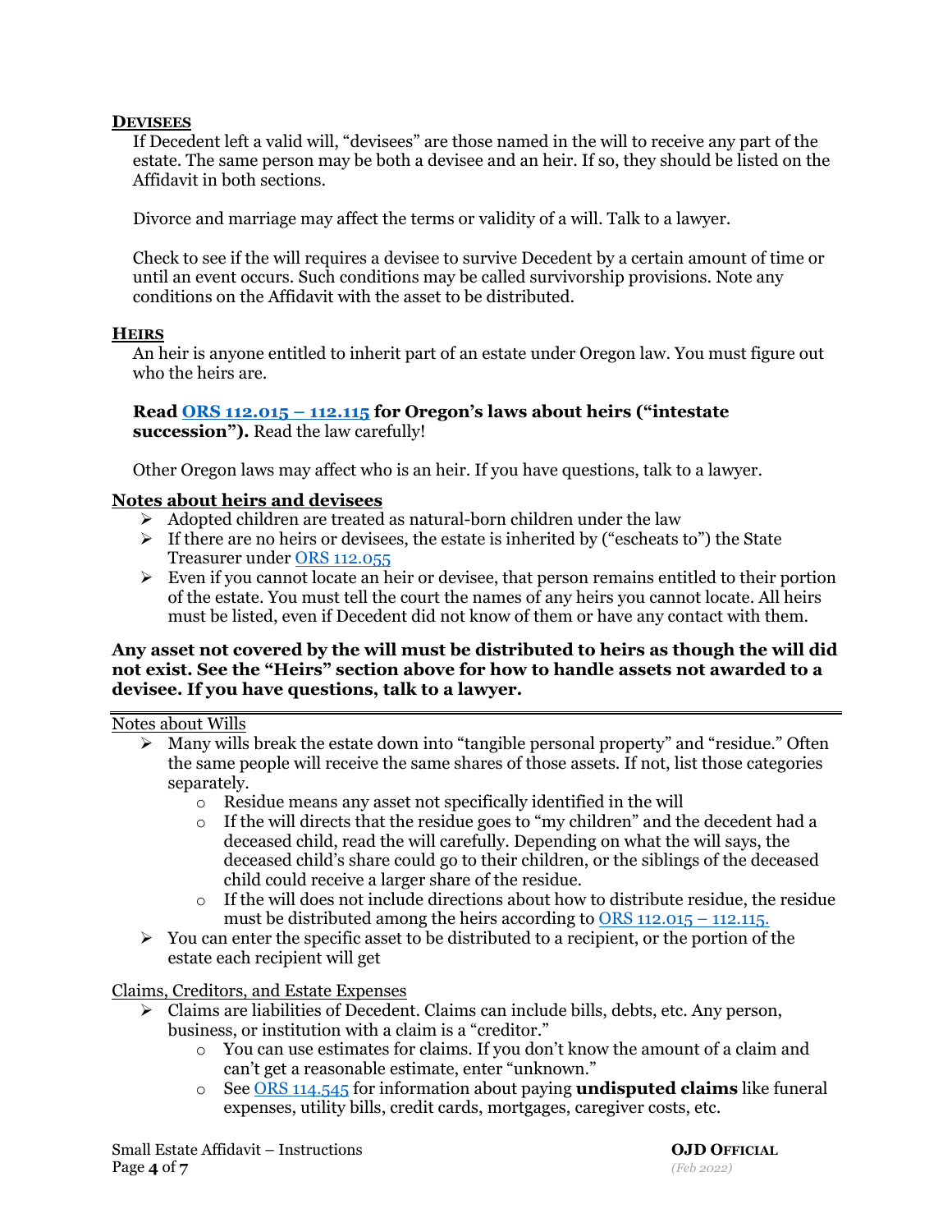## **DEVISEES**

If Decedent left a valid will, "devisees" are those named in the will to receive any part of the estate. The same person may be both a devisee and an heir. If so, they should be listed on the Affidavit in both sections.

Divorce and marriage may affect the terms or validity of a will. Talk to a lawyer.

Check to see if the will requires a devisee to survive Decedent by a certain amount of time or until an event occurs. Such conditions may be called survivorship provisions. Note any conditions on the Affidavit with the asset to be distributed.

## **HEIRS**

An heir is anyone entitled to inherit part of an estate under Oregon law. You must figure out who the heirs are.

**Read ORS 112.015 – 112.115 for Oregon's laws about heirs ("intestate succession").** Read the law carefully!

Other Oregon laws may affect who is an heir. If you have questions, talk to a lawyer.

**Notes about heirs and devisees**

- Adopted children are treated as natural-born children under the law
- If there are no heirs or devisees, the estate is inherited by ("escheats to") the State Treasurer under ORS 112.055
- Even if you cannot locate an heir or devisee, that person remains entitled to their portion of the estate. You must tell the court the names of any heirs you cannot locate. All heirs must be listed, even if Decedent did not know of them or have any contact with them.

**Any asset not covered by the will must be distributed to heirs as though the will did not exist. See the "Heirs" section above for how to handle assets not awarded to a devisee. If you have questions, talk to a lawyer.**

---

Notes about Wills

- Many wills break the estate down into "tangible personal property" and "residue." Often the same people will receive the same shares of those assets. If not, list those categories separately.
    - Residue means any asset not specifically identified in the will
    - If the will directs that the residue goes to "my children" and the decedent had a deceased child, read the will carefully. Depending on what the will says, the deceased child's share could go to their children, or the siblings of the deceased child could receive a larger share of the residue.
    - If the will does not include directions about how to distribute residue, the residue must be distributed among the heirs according to ORS 112.015 – 112.115.
- You can enter the specific asset to be distributed to a recipient, or the portion of the estate each recipient will get

Claims, Creditors, and Estate Expenses

- Claims are liabilities of Decedent. Claims can include bills, debts, etc. Any person, business, or institution with a claim is a "creditor."
    - You can use estimates for claims. If you don't know the amount of a claim and can't get a reasonable estimate, enter "unknown."
    - See ORS 114.545 for information about paying **undisputed claims** like funeral expenses, utility bills, credit cards, mortgages, caregiver costs, etc.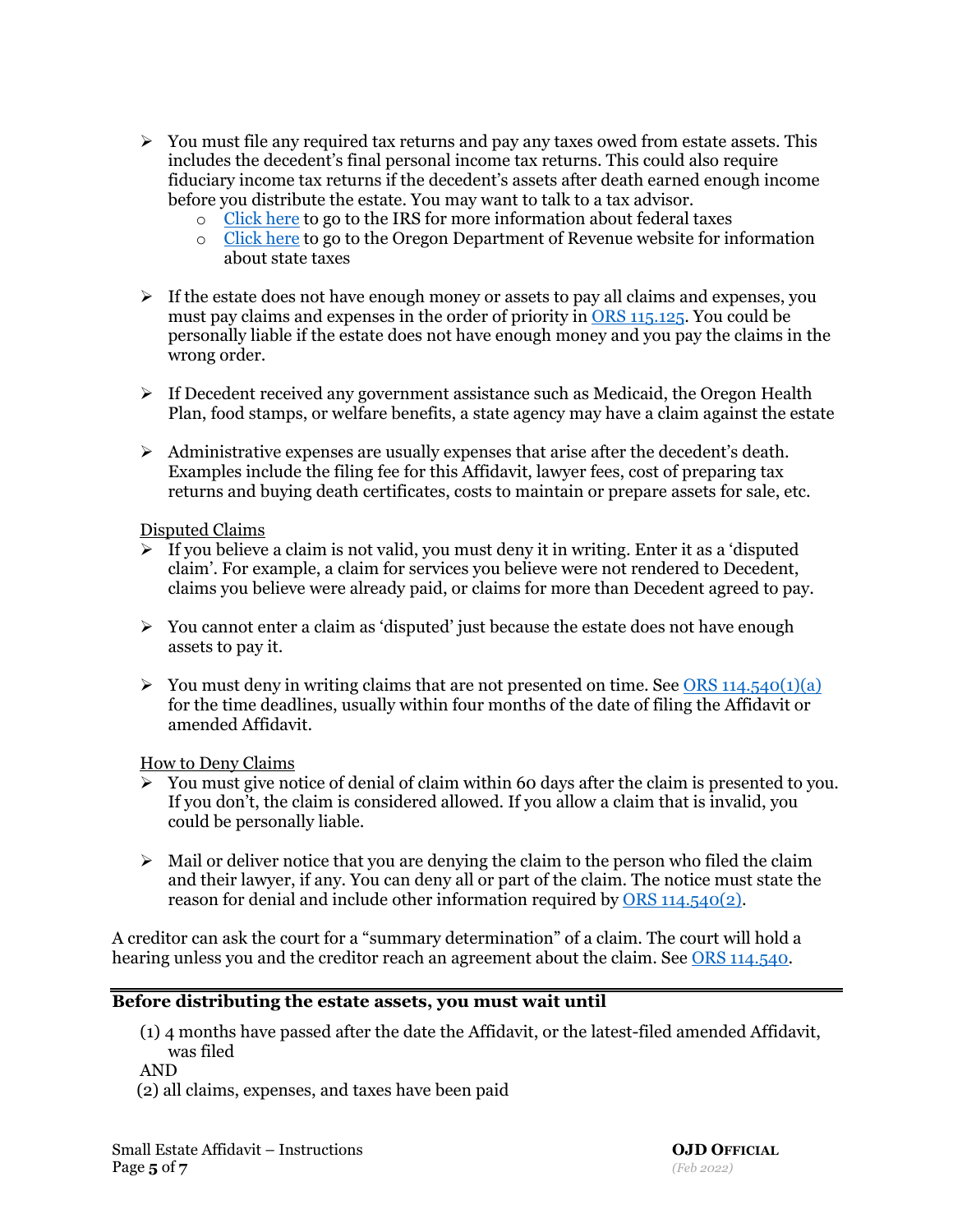- You must file any required tax returns and pay any taxes owed from estate assets. This includes the decedent's final personal income tax returns. This could also require fiduciary income tax returns if the decedent's assets after death earned enough income before you distribute the estate. You may want to talk to a tax advisor.
  - Click here to go to the IRS for more information about federal taxes
  - Click here to go to the Oregon Department of Revenue website for information about state taxes

- If the estate does not have enough money or assets to pay all claims and expenses, you must pay claims and expenses in the order of priority in ORS 115.125. You could be personally liable if the estate does not have enough money and you pay the claims in the wrong order.

- If Decedent received any government assistance such as Medicaid, the Oregon Health Plan, food stamps, or welfare benefits, a state agency may have a claim against the estate

- Administrative expenses are usually expenses that arise after the decedent's death. Examples include the filing fee for this Affidavit, lawyer fees, cost of preparing tax returns and buying death certificates, costs to maintain or prepare assets for sale, etc.

Disputed Claims

- If you believe a claim is not valid, you must deny it in writing. Enter it as a 'disputed claim'. For example, a claim for services you believe were not rendered to Decedent, claims you believe were already paid, or claims for more than Decedent agreed to pay.

- You cannot enter a claim as 'disputed' just because the estate does not have enough assets to pay it.

- You must deny in writing claims that are not presented on time. See ORS 114.540(1)(a) for the time deadlines, usually within four months of the date of filing the Affidavit or amended Affidavit.

How to Deny Claims

- You must give notice of denial of claim within 60 days after the claim is presented to you. If you don't, the claim is considered allowed. If you allow a claim that is invalid, you could be personally liable.

- Mail or deliver notice that you are denying the claim to the person who filed the claim and their lawyer, if any. You can deny all or part of the claim. The notice must state the reason for denial and include other information required by ORS 114.540(2).

A creditor can ask the court for a "summary determination" of a claim. The court will hold a hearing unless you and the creditor reach an agreement about the claim. See ORS 114.540.

**Before distributing the estate assets, you must wait until**

(1) 4 months have passed after the date the Affidavit, or the latest-filed amended Affidavit, was filed

AND

(2) all claims, expenses, and taxes have been paid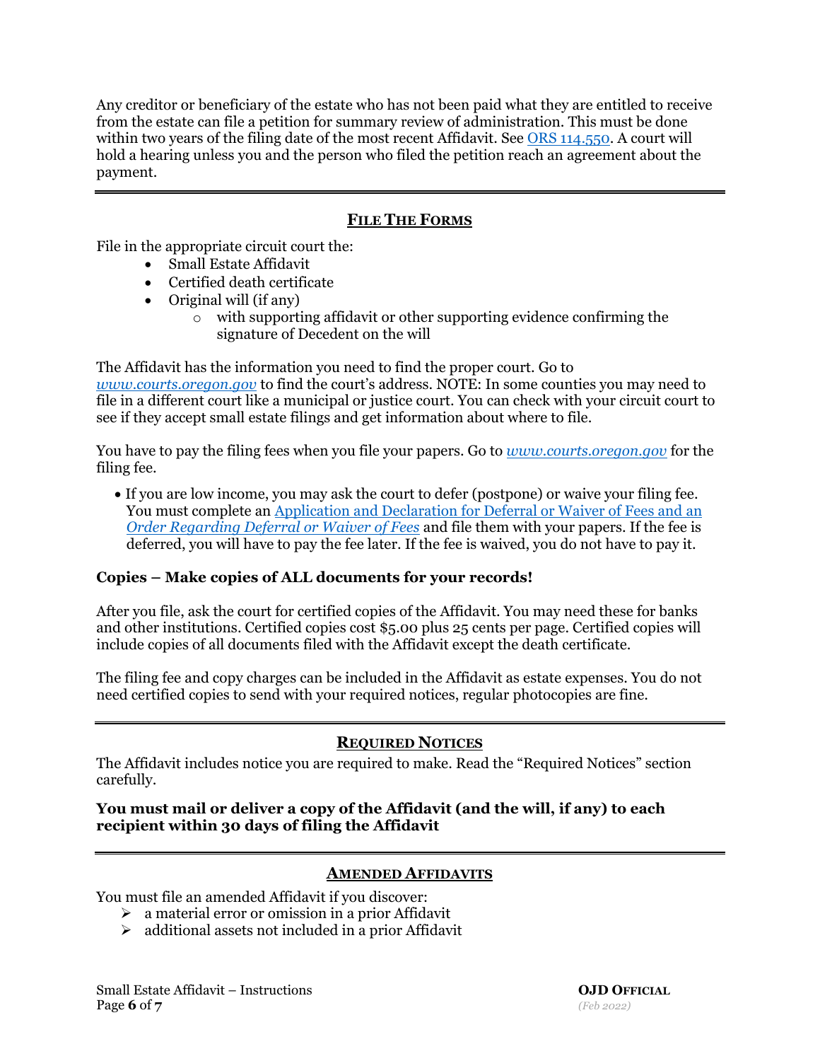Any creditor or beneficiary of the estate who has not been paid what they are entitled to receive from the estate can file a petition for summary review of administration. This must be done within two years of the filing date of the most recent Affidavit. See [ORS 114.550](). A court will hold a hearing unless you and the person who filed the petition reach an agreement about the payment.

---

## FILE THE FORMS

File in the appropriate circuit court the:

- Small Estate Affidavit
- Certified death certificate
- Original will (if any)
  - with supporting affidavit or other supporting evidence confirming the signature of Decedent on the will

The Affidavit has the information you need to find the proper court. Go to *www.courts.oregon.gov* to find the court's address. NOTE: In some counties you may need to file in a different court like a municipal or justice court. You can check with your circuit court to see if they accept small estate filings and get information about where to file.

You have to pay the filing fees when you file your papers. Go to *www.courts.oregon.gov* for the filing fee.

- If you are low income, you may ask the court to defer (postpone) or waive your filing fee. You must complete an Application and Declaration for Deferral or Waiver of Fees and an *Order Regarding Deferral or Waiver of Fees* and file them with your papers. If the fee is deferred, you will have to pay the fee later. If the fee is waived, you do not have to pay it.

**Copies – Make copies of ALL documents for your records!**

After you file, ask the court for certified copies of the Affidavit. You may need these for banks and other institutions. Certified copies cost $5.00 plus 25 cents per page. Certified copies will include copies of all documents filed with the Affidavit except the death certificate.

The filing fee and copy charges can be included in the Affidavit as estate expenses. You do not need certified copies to send with your required notices, regular photocopies are fine.

---

## REQUIRED NOTICES

The Affidavit includes notice you are required to make. Read the "Required Notices" section carefully.

**You must mail or deliver a copy of the Affidavit (and the will, if any) to each recipient within 30 days of filing the Affidavit**

---

## AMENDED AFFIDAVITS

You must file an amended Affidavit if you discover:

- a material error or omission in a prior Affidavit
- additional assets not included in a prior Affidavit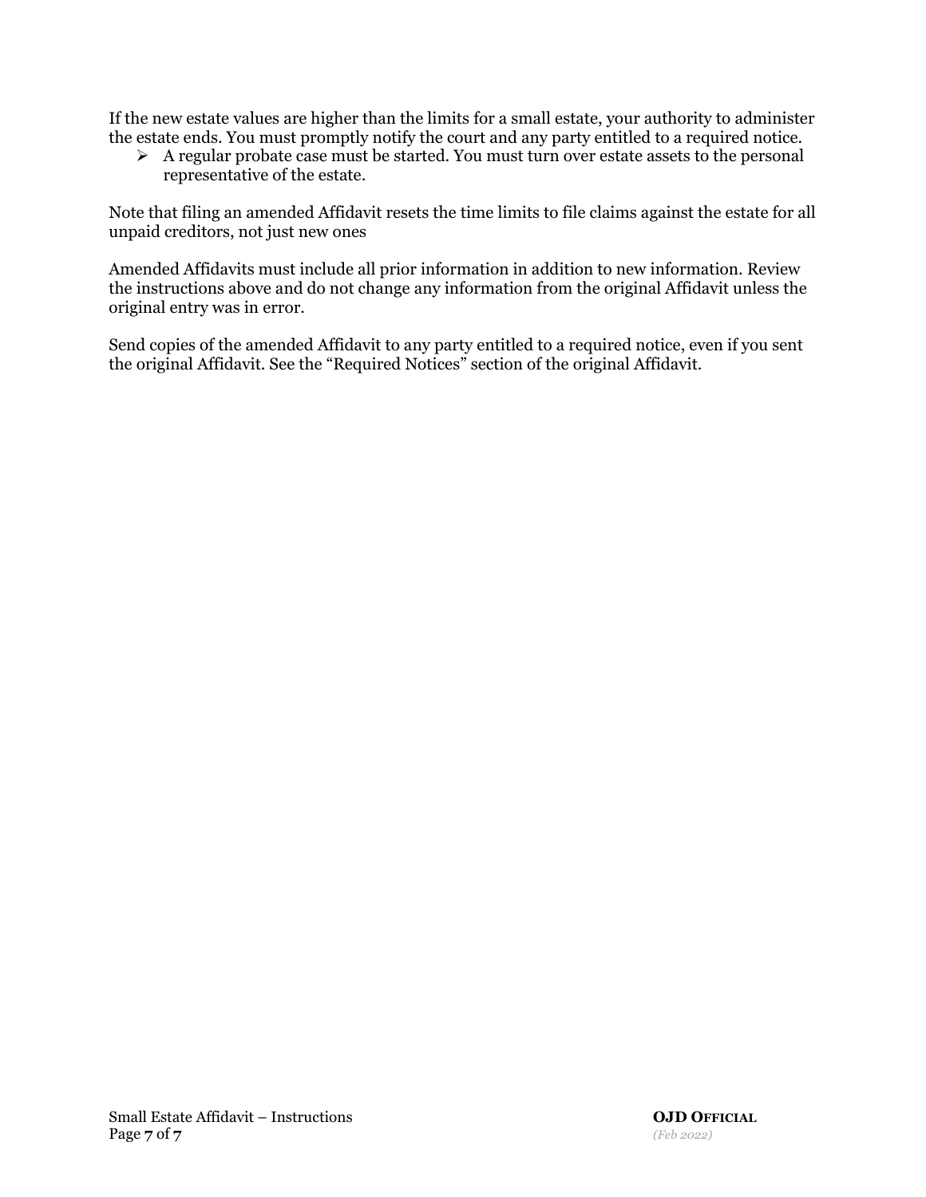If the new estate values are higher than the limits for a small estate, your authority to administer the estate ends. You must promptly notify the court and any party entitled to a required notice.

- A regular probate case must be started. You must turn over estate assets to the personal representative of the estate.

Note that filing an amended Affidavit resets the time limits to file claims against the estate for all unpaid creditors, not just new ones

Amended Affidavits must include all prior information in addition to new information. Review the instructions above and do not change any information from the original Affidavit unless the original entry was in error.

Send copies of the amended Affidavit to any party entitled to a required notice, even if you sent the original Affidavit. See the "Required Notices" section of the original Affidavit.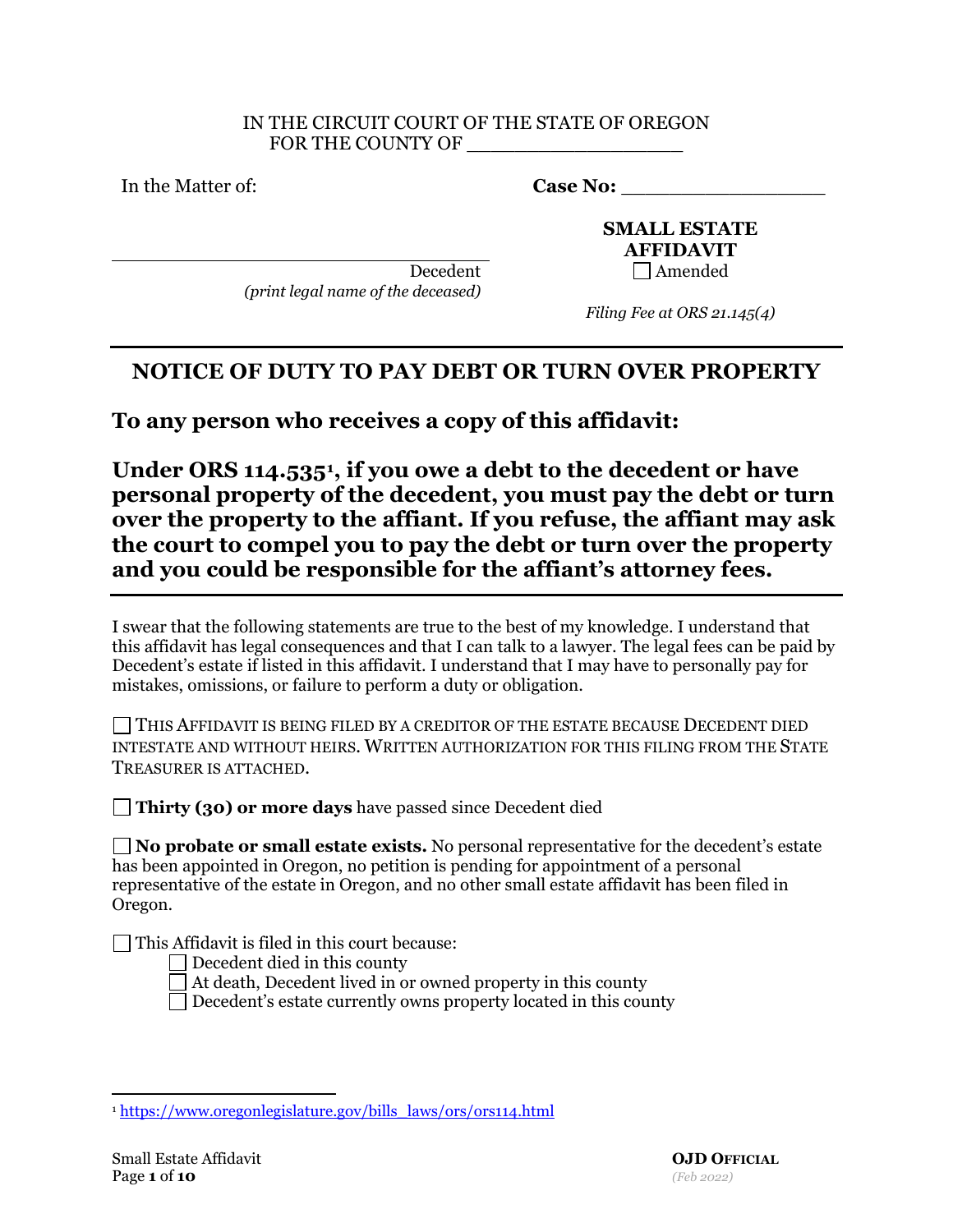IN THE CIRCUIT COURT OF THE STATE OF OREGON
FOR THE COUNTY OF ___________________

In the Matter of:

**Case No:** _________________

_________________________________
Decedent
*(print legal name of the deceased)*

**SMALL ESTATE AFFIDAVIT**
☐ Amended

*Filing Fee at ORS 21.145(4)*

---

## NOTICE OF DUTY TO PAY DEBT OR TURN OVER PROPERTY

### To any person who receives a copy of this affidavit:

### Under ORS 114.535[1], if you owe a debt to the decedent or have personal property of the decedent, you must pay the debt or turn over the property to the affiant. If you refuse, the affiant may ask the court to compel you to pay the debt or turn over the property and you could be responsible for the affiant's attorney fees.

---

I swear that the following statements are true to the best of my knowledge. I understand that this affidavit has legal consequences and that I can talk to a lawyer. The legal fees can be paid by Decedent's estate if listed in this affidavit. I understand that I may have to personally pay for mistakes, omissions, or failure to perform a duty or obligation.

☐ THIS AFFIDAVIT IS BEING FILED BY A CREDITOR OF THE ESTATE BECAUSE DECEDENT DIED INTESTATE AND WITHOUT HEIRS. WRITTEN AUTHORIZATION FOR THIS FILING FROM THE STATE TREASURER IS ATTACHED.

☐ **Thirty (30) or more days** have passed since Decedent died

☐ **No probate or small estate exists.** No personal representative for the decedent's estate has been appointed in Oregon, no petition is pending for appointment of a personal representative of the estate in Oregon, and no other small estate affidavit has been filed in Oregon.

☐ This Affidavit is filed in this court because:
- ☐ Decedent died in this county
- ☐ At death, Decedent lived in or owned property in this county
- ☐ Decedent's estate currently owns property located in this county

---

[1] https://www.oregonlegislature.gov/bills_laws/ors/ors114.html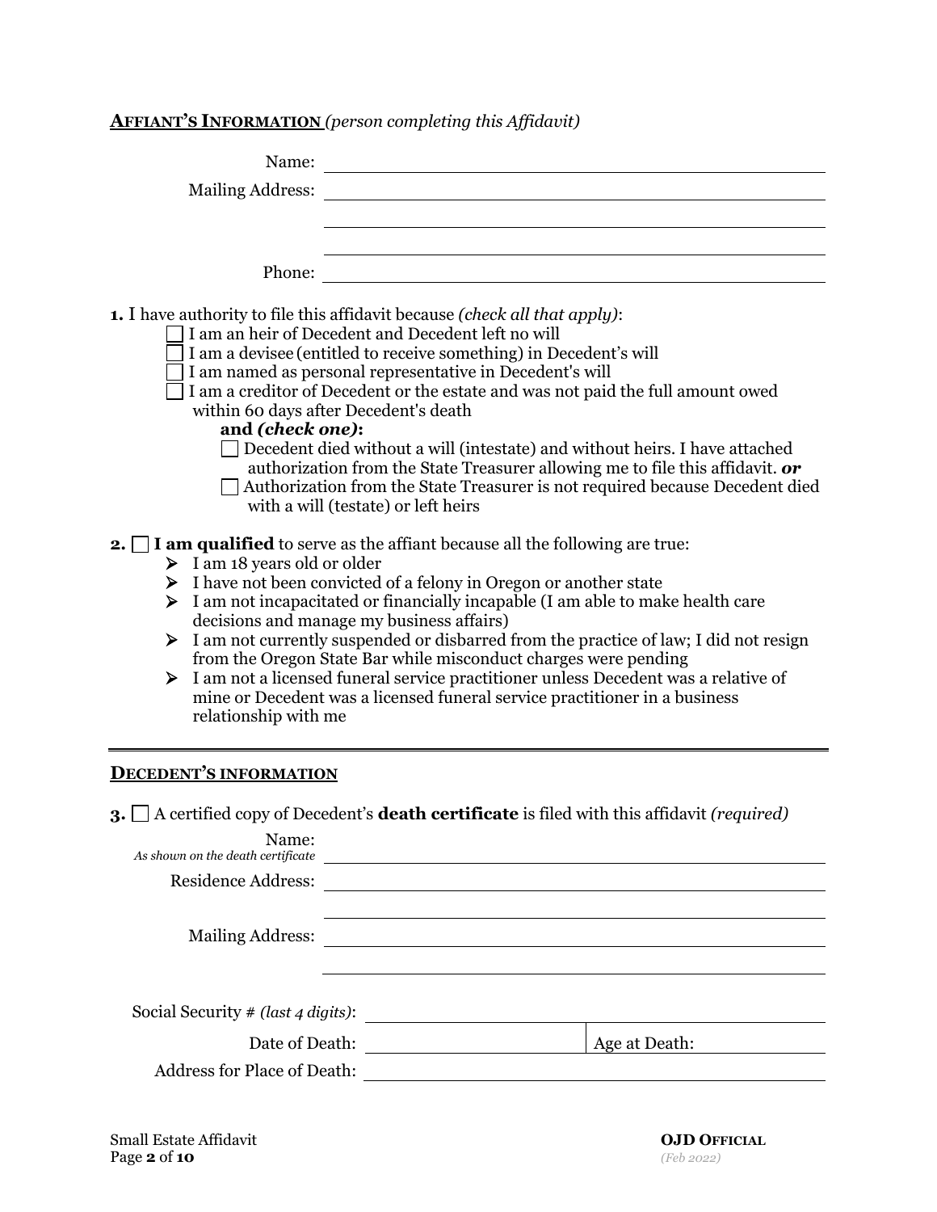## **AFFIANT'S INFORMATION** *(person completing this Affidavit)*

Name: ______________________________

Mailing Address: ______________________________

______________________________

______________________________

Phone: ______________________________

**1.** I have authority to file this affidavit because *(check all that apply)*:

- ☐ I am an heir of Decedent and Decedent left no will
- ☐ I am a devisee (entitled to receive something) in Decedent's will
- ☐ I am named as personal representative in Decedent's will
- ☐ I am a creditor of Decedent or the estate and was not paid the full amount owed within 60 days after Decedent's death

  **and *(check one)*:**

  - ☐ Decedent died without a will (intestate) and without heirs. I have attached authorization from the State Treasurer allowing me to file this affidavit. ***or***
  - ☐ Authorization from the State Treasurer is not required because Decedent died with a will (testate) or left heirs

**2.** ☐ **I am qualified** to serve as the affiant because all the following are true:

- I am 18 years old or older
- I have not been convicted of a felony in Oregon or another state
- I am not incapacitated or financially incapable (I am able to make health care decisions and manage my business affairs)
- I am not currently suspended or disbarred from the practice of law; I did not resign from the Oregon State Bar while misconduct charges were pending
- I am not a licensed funeral service practitioner unless Decedent was a relative of mine or Decedent was a licensed funeral service practitioner in a business relationship with me

---

## **DECEDENT'S INFORMATION**

**3.** ☐ A certified copy of Decedent's **death certificate** is filed with this affidavit *(required)*

Name: *As shown on the death certificate* ______________________________

Residence Address: ______________________________

______________________________

Mailing Address: ______________________________

______________________________

Social Security # *(last 4 digits)*: ______________________________

Date of Death: ______________ | Age at Death: ______________

Address for Place of Death: ______________________________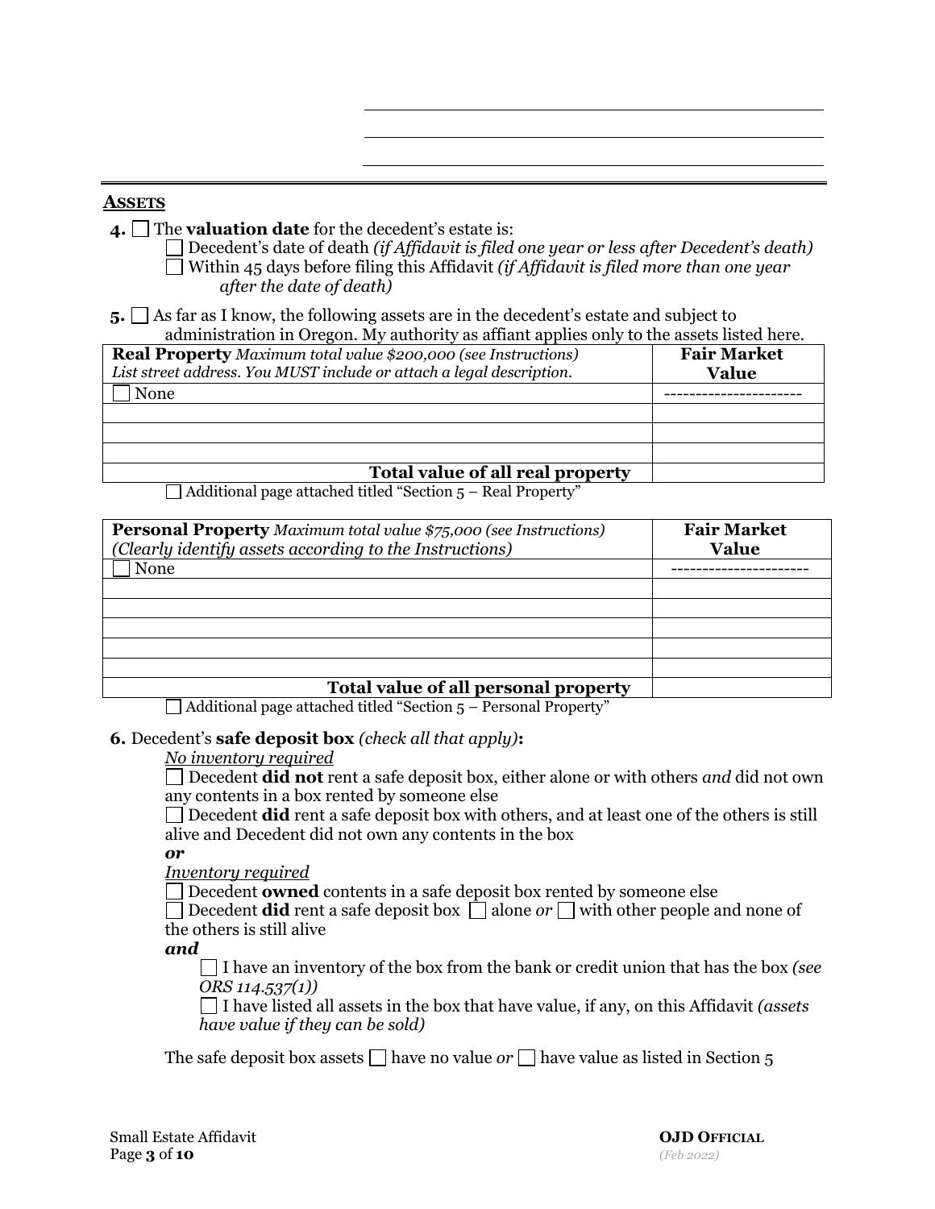## ASSETS

**4.** ☐ The **valuation date** for the decedent's estate is:

☐ Decedent's date of death *(if Affidavit is filed one year or less after Decedent's death)*
☐ Within 45 days before filing this Affidavit *(if Affidavit is filed more than one year after the date of death)*

**5.** ☐ As far as I know, the following assets are in the decedent's estate and subject to administration in Oregon. My authority as affiant applies only to the assets listed here.

| **Real Property** *Maximum total value $200,000 (see Instructions) List street address. You MUST include or attach a legal description.* | **Fair Market Value** |
|---|---|
| ☐ None | ---------------------- |
| | |
| | |
| | |
| **Total value of all real property** | |

☐ Additional page attached titled "Section 5 – Real Property"

| **Personal Property** *Maximum total value $75,000 (see Instructions) (Clearly identify assets according to the Instructions)* | **Fair Market Value** |
|---|---|
| ☐ None | ---------------------- |
| | |
| | |
| | |
| | |
| | |
| **Total value of all personal property** | |

☐ Additional page attached titled "Section 5 – Personal Property"

**6.** Decedent's **safe deposit box** *(check all that apply)***:**

<u>*No inventory required*</u>

☐ Decedent **did not** rent a safe deposit box, either alone or with others *and* did not own any contents in a box rented by someone else

☐ Decedent **did** rent a safe deposit box with others, and at least one of the others is still alive and Decedent did not own any contents in the box

***or***

<u>*Inventory required*</u>

☐ Decedent **owned** contents in a safe deposit box rented by someone else

☐ Decedent **did** rent a safe deposit box ☐ alone *or* ☐ with other people and none of the others is still alive

***and***

☐ I have an inventory of the box from the bank or credit union that has the box *(see ORS 114.537(1))*

☐ I have listed all assets in the box that have value, if any, on this Affidavit *(assets have value if they can be sold)*

The safe deposit box assets ☐ have no value *or* ☐ have value as listed in Section 5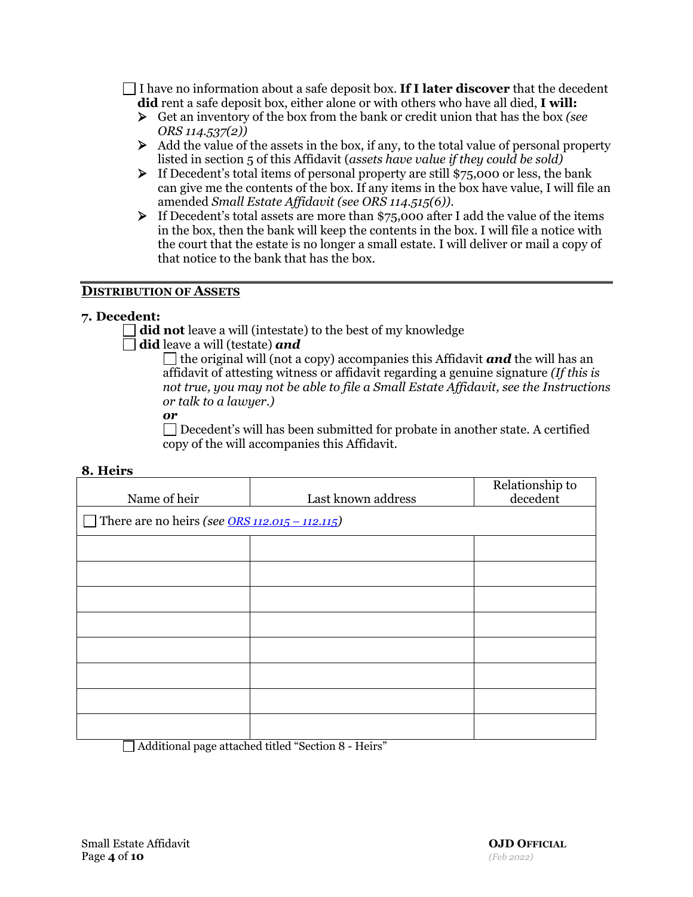☐ I have no information about a safe deposit box. **If I later discover** that the decedent **did** rent a safe deposit box, either alone or with others who have all died, **I will:**

- Get an inventory of the box from the bank or credit union that has the box *(see ORS 114.537(2))*
- Add the value of the assets in the box, if any, to the total value of personal property listed in section 5 of this Affidavit (*assets have value if they could be sold)*
- If Decedent's total items of personal property are still $75,000 or less, the bank can give me the contents of the box. If any items in the box have value, I will file an amended *Small Estate Affidavit (see ORS 114.515(6))*.
- If Decedent's total assets are more than $75,000 after I add the value of the items in the box, then the bank will keep the contents in the box. I will file a notice with the court that the estate is no longer a small estate. I will deliver or mail a copy of that notice to the bank that has the box.

## DISTRIBUTION OF ASSETS

**7. Decedent:**

☐ **did not** leave a will (intestate) to the best of my knowledge

☐ **did** leave a will (testate) ***and***

☐ the original will (not a copy) accompanies this Affidavit ***and*** the will has an affidavit of attesting witness or affidavit regarding a genuine signature *(If this is not true, you may not be able to file a Small Estate Affidavit, see the Instructions or talk to a lawyer.)*

***or***

☐ Decedent's will has been submitted for probate in another state. A certified copy of the will accompanies this Affidavit.

**8. Heirs**

| Name of heir | Last known address | Relationship to decedent |
|---|---|---|
| ☐ There are no heirs *(see ORS 112.015 – 112.115)* | | |
| | | |
| | | |
| | | |
| | | |
| | | |
| | | |
| | | |
| | | |

☐ Additional page attached titled "Section 8 - Heirs"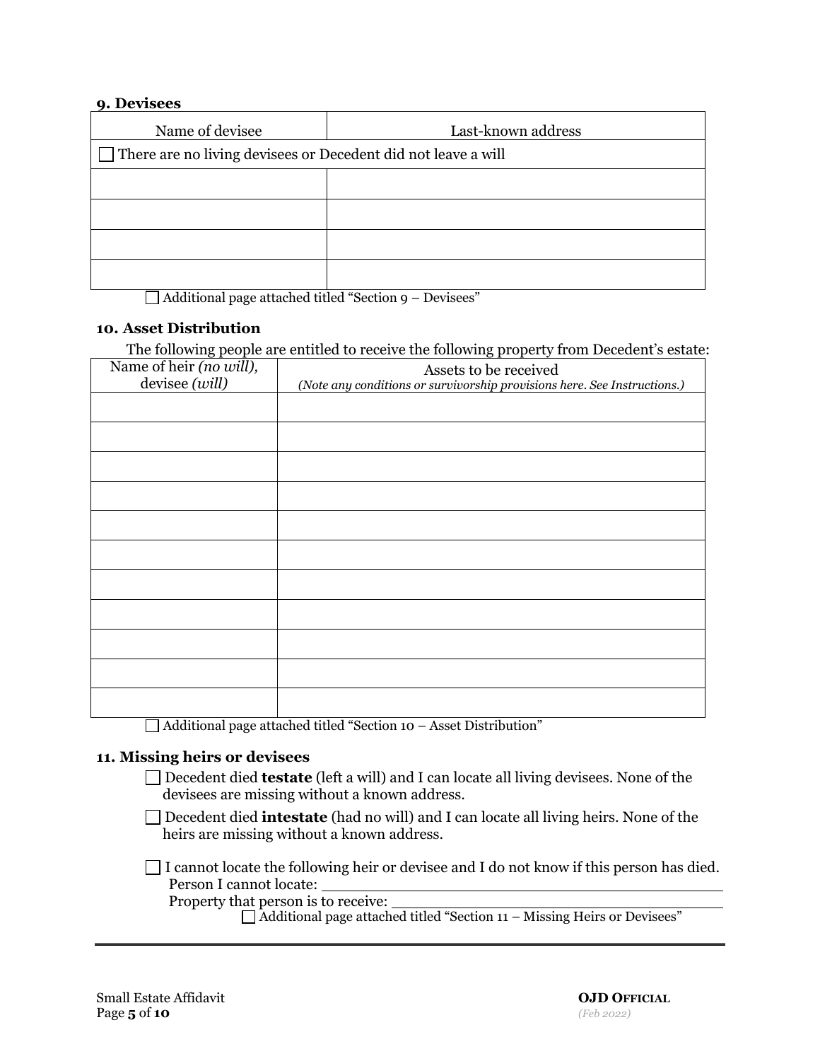### 9. Devisees

| Name of devisee | Last-known address |
| --- | --- |
| ☐ There are no living devisees or Decedent did not leave a will | |
| | |
| | |
| | |
| | |

☐ Additional page attached titled "Section 9 – Devisees"

### 10. Asset Distribution

The following people are entitled to receive the following property from Decedent's estate:

| Name of heir *(no will)*, devisee *(will)* | Assets to be received *(Note any conditions or survivorship provisions here. See Instructions.)* |
| --- | --- |
| | |
| | |
| | |
| | |
| | |
| | |
| | |
| | |
| | |
| | |
| | |

☐ Additional page attached titled "Section 10 – Asset Distribution"

### 11. Missing heirs or devisees

☐ Decedent died **testate** (left a will) and I can locate all living devisees. None of the devisees are missing without a known address.

☐ Decedent died **intestate** (had no will) and I can locate all living heirs. None of the heirs are missing without a known address.

☐ I cannot locate the following heir or devisee and I do not know if this person has died.
Person I cannot locate: ______________________________
Property that person is to receive: ______________________________
☐ Additional page attached titled "Section 11 – Missing Heirs or Devisees"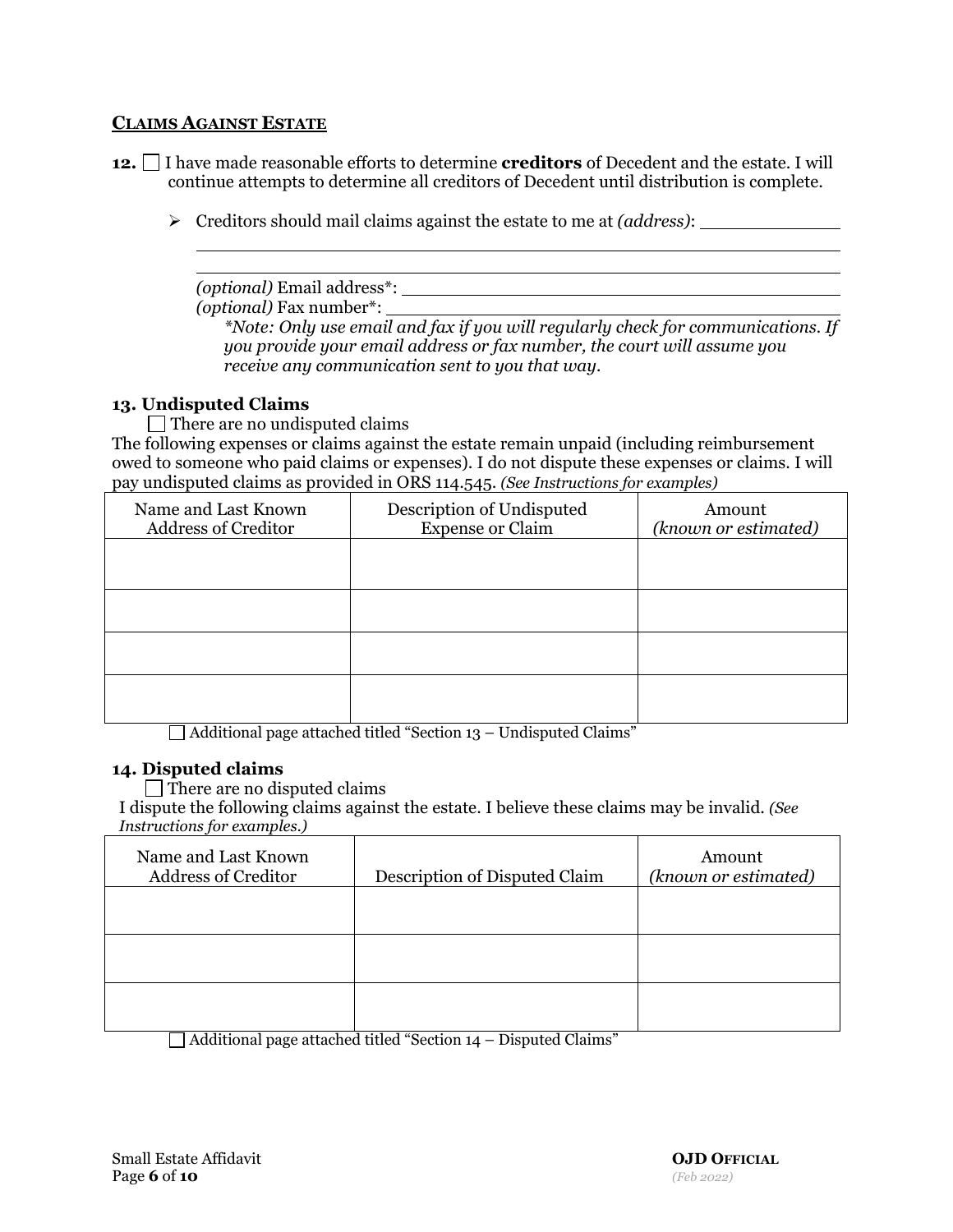## Claims Against Estate

**12.** ☐ I have made reasonable efforts to determine **creditors** of Decedent and the estate. I will continue attempts to determine all creditors of Decedent until distribution is complete.

- Creditors should mail claims against the estate to me at *(address)*: ______________

  ______________________________________________________________

  ______________________________________________________________

  *(optional)* Email address*: ______________________________________

  *(optional)* Fax number*: ________________________________________

  **Note: Only use email and fax if you will regularly check for communications. If you provide your email address or fax number, the court will assume you receive any communication sent to you that way.*

### 13. Undisputed Claims

☐ There are no undisputed claims

The following expenses or claims against the estate remain unpaid (including reimbursement owed to someone who paid claims or expenses). I do not dispute these expenses or claims. I will pay undisputed claims as provided in ORS 114.545. *(See Instructions for examples)*

| Name and Last Known Address of Creditor | Description of Undisputed Expense or Claim | Amount *(known or estimated)* |
| --- | --- | --- |
| | | |
| | | |
| | | |
| | | |

☐ Additional page attached titled "Section 13 – Undisputed Claims"

### 14. Disputed claims

☐ There are no disputed claims

I dispute the following claims against the estate. I believe these claims may be invalid. *(See Instructions for examples.)*

| Name and Last Known Address of Creditor | Description of Disputed Claim | Amount *(known or estimated)* |
| --- | --- | --- |
| | | |
| | | |
| | | |

☐ Additional page attached titled "Section 14 – Disputed Claims"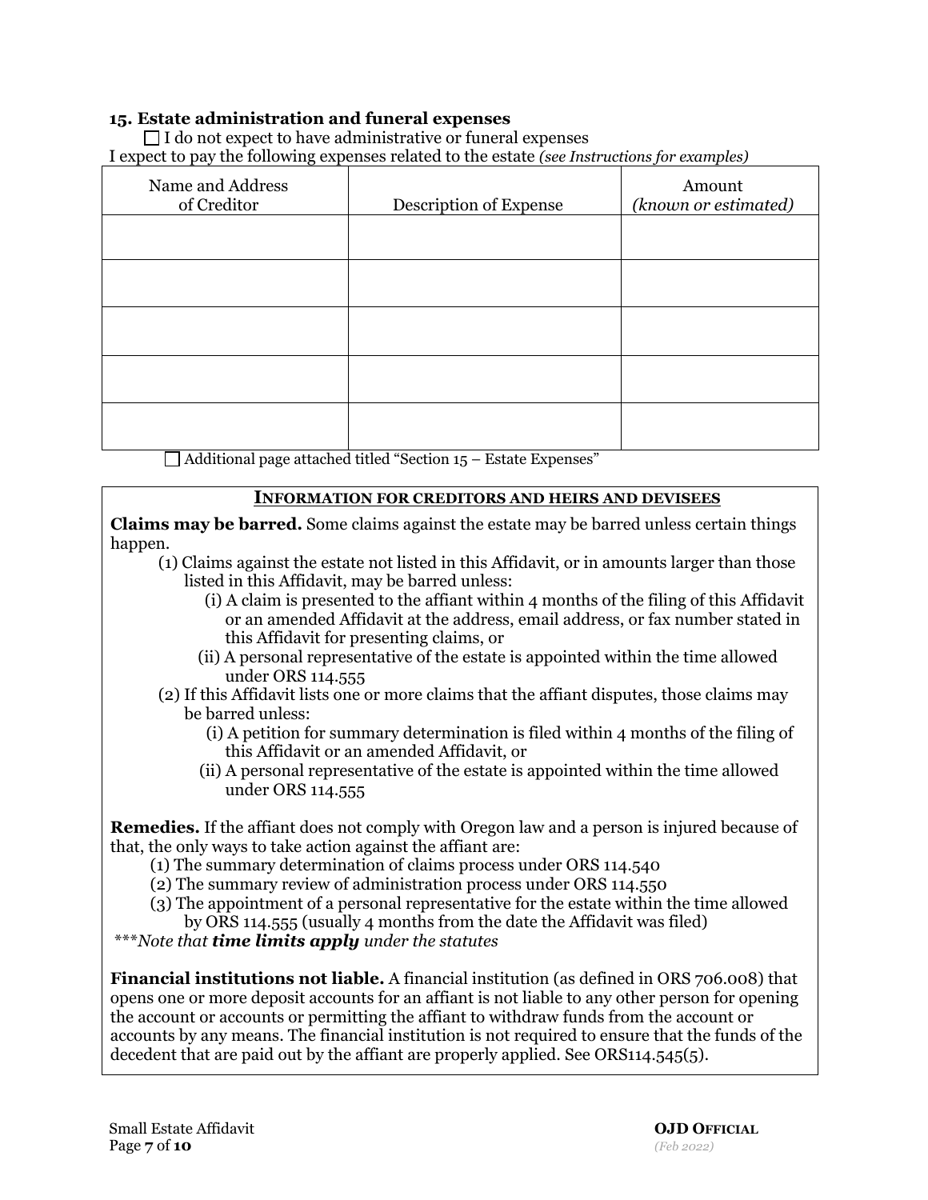### 15. Estate administration and funeral expenses

☐ I do not expect to have administrative or funeral expenses

I expect to pay the following expenses related to the estate *(see Instructions for examples)*

| Name and Address of Creditor | Description of Expense | Amount *(known or estimated)* |
|---|---|---|
| | | |
| | | |
| | | |
| | | |
| | | |

☐ Additional page attached titled "Section 15 – Estate Expenses"

---

**INFORMATION FOR CREDITORS AND HEIRS AND DEVISEES**

**Claims may be barred.** Some claims against the estate may be barred unless certain things happen.

(1) Claims against the estate not listed in this Affidavit, or in amounts larger than those listed in this Affidavit, may be barred unless:

(i) A claim is presented to the affiant within 4 months of the filing of this Affidavit or an amended Affidavit at the address, email address, or fax number stated in this Affidavit for presenting claims, or

(ii) A personal representative of the estate is appointed within the time allowed under ORS 114.555

(2) If this Affidavit lists one or more claims that the affiant disputes, those claims may be barred unless:

(i) A petition for summary determination is filed within 4 months of the filing of this Affidavit or an amended Affidavit, or

(ii) A personal representative of the estate is appointed within the time allowed under ORS 114.555

**Remedies.** If the affiant does not comply with Oregon law and a person is injured because of that, the only ways to take action against the affiant are:

(1) The summary determination of claims process under ORS 114.540

(2) The summary review of administration process under ORS 114.550

(3) The appointment of a personal representative for the estate within the time allowed by ORS 114.555 (usually 4 months from the date the Affidavit was filed)

****Note that **time limits apply** under the statutes*

**Financial institutions not liable.** A financial institution (as defined in ORS 706.008) that opens one or more deposit accounts for an affiant is not liable to any other person for opening the account or accounts or permitting the affiant to withdraw funds from the account or accounts by any means. The financial institution is not required to ensure that the funds of the decedent that are paid out by the affiant are properly applied. See ORS114.545(5).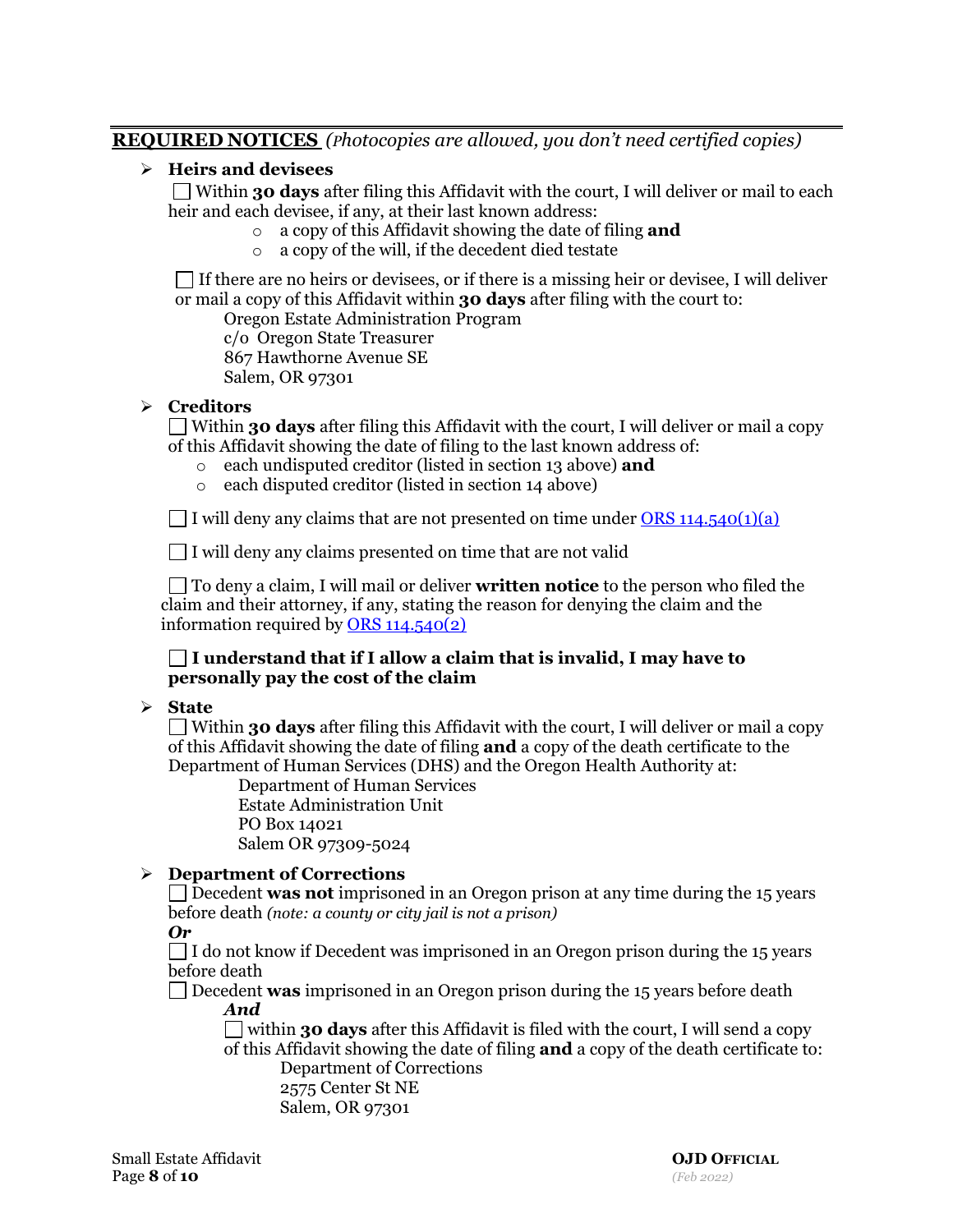## **REQUIRED NOTICES** *(Photocopies are allowed, you don't need certified copies)*

- **Heirs and devisees**

  ☐ Within **30 days** after filing this Affidavit with the court, I will deliver or mail to each heir and each devisee, if any, at their last known address:
  - a copy of this Affidavit showing the date of filing **and**
  - a copy of the will, if the decedent died testate

  ☐ If there are no heirs or devisees, or if there is a missing heir or devisee, I will deliver or mail a copy of this Affidavit within **30 days** after filing with the court to:

  Oregon Estate Administration Program
  c/o Oregon State Treasurer
  867 Hawthorne Avenue SE
  Salem, OR 97301

- **Creditors**

  ☐ Within **30 days** after filing this Affidavit with the court, I will deliver or mail a copy of this Affidavit showing the date of filing to the last known address of:
  - each undisputed creditor (listed in section 13 above) **and**
  - each disputed creditor (listed in section 14 above)

  ☐ I will deny any claims that are not presented on time under [ORS 114.540(1)(a)]

  ☐ I will deny any claims presented on time that are not valid

  ☐ To deny a claim, I will mail or deliver **written notice** to the person who filed the claim and their attorney, if any, stating the reason for denying the claim and the information required by [ORS 114.540(2)]

  ☐ **I understand that if I allow a claim that is invalid, I may have to personally pay the cost of the claim**

- **State**

  ☐ Within **30 days** after filing this Affidavit with the court, I will deliver or mail a copy of this Affidavit showing the date of filing **and** a copy of the death certificate to the Department of Human Services (DHS) and the Oregon Health Authority at:

  Department of Human Services
  Estate Administration Unit
  PO Box 14021
  Salem OR 97309-5024

- **Department of Corrections**

  ☐ Decedent **was not** imprisoned in an Oregon prison at any time during the 15 years before death *(note: a county or city jail is not a prison)*

  ***Or***

  ☐ I do not know if Decedent was imprisoned in an Oregon prison during the 15 years before death

  ☐ Decedent **was** imprisoned in an Oregon prison during the 15 years before death

  ***And***

  ☐ within **30 days** after this Affidavit is filed with the court, I will send a copy of this Affidavit showing the date of filing **and** a copy of the death certificate to:

  Department of Corrections
  2575 Center St NE
  Salem, OR 97301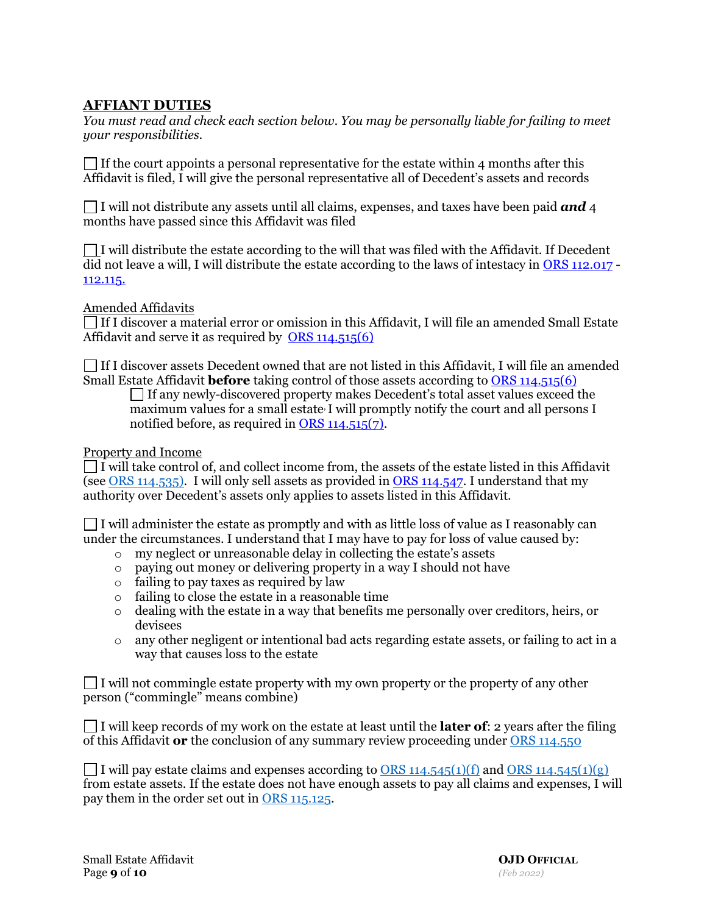## AFFIANT DUTIES

*You must read and check each section below. You may be personally liable for failing to meet your responsibilities.*

☐ If the court appoints a personal representative for the estate within 4 months after this Affidavit is filed, I will give the personal representative all of Decedent's assets and records

☐ I will not distribute any assets until all claims, expenses, and taxes have been paid ***and*** 4 months have passed since this Affidavit was filed

☐ I will distribute the estate according to the will that was filed with the Affidavit. If Decedent did not leave a will, I will distribute the estate according to the laws of intestacy in ORS 112.017 - 112.115.

Amended Affidavits

☐ If I discover a material error or omission in this Affidavit, I will file an amended Small Estate Affidavit and serve it as required by ORS 114.515(6)

☐ If I discover assets Decedent owned that are not listed in this Affidavit, I will file an amended Small Estate Affidavit **before** taking control of those assets according to ORS 114.515(6)

> ☐ If any newly-discovered property makes Decedent's total asset values exceed the maximum values for a small estate, I will promptly notify the court and all persons I notified before, as required in ORS 114.515(7).

Property and Income

☐ I will take control of, and collect income from, the assets of the estate listed in this Affidavit (see ORS 114.535). I will only sell assets as provided in ORS 114.547. I understand that my authority over Decedent's assets only applies to assets listed in this Affidavit.

☐ I will administer the estate as promptly and with as little loss of value as I reasonably can under the circumstances. I understand that I may have to pay for loss of value caused by:

- my neglect or unreasonable delay in collecting the estate's assets
- paying out money or delivering property in a way I should not have
- failing to pay taxes as required by law
- failing to close the estate in a reasonable time
- dealing with the estate in a way that benefits me personally over creditors, heirs, or devisees
- any other negligent or intentional bad acts regarding estate assets, or failing to act in a way that causes loss to the estate

☐ I will not commingle estate property with my own property or the property of any other person ("commingle" means combine)

☐ I will keep records of my work on the estate at least until the **later of**: 2 years after the filing of this Affidavit **or** the conclusion of any summary review proceeding under ORS 114.550

☐ I will pay estate claims and expenses according to ORS 114.545(1)(f) and ORS 114.545(1)(g) from estate assets. If the estate does not have enough assets to pay all claims and expenses, I will pay them in the order set out in ORS 115.125.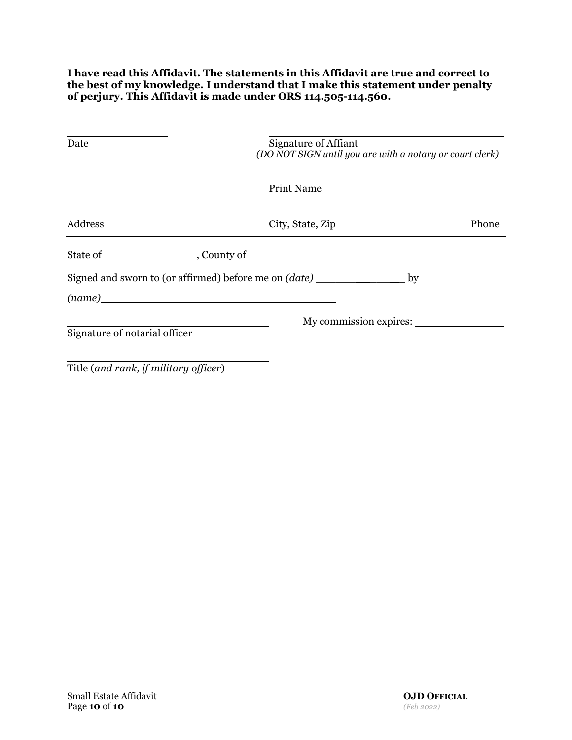**I have read this Affidavit. The statements in this Affidavit are true and correct to the best of my knowledge. I understand that I make this statement under penalty of perjury. This Affidavit is made under ORS 114.505-114.560.**

______________ Date

______________________________ Signature of Affiant
*(DO NOT SIGN until you are with a notary or court clerk)*

______________________________ Print Name

______________________________________________________________

Address | City, State, Zip | Phone

State of _____________, County of _____________

Signed and sworn to (or affirmed) before me on *(date)* ____________ by

*(name)*________________________________

______________________________ Signature of notarial officer

My commission expires: ____________

______________________________ Title (*and rank, if military officer*)